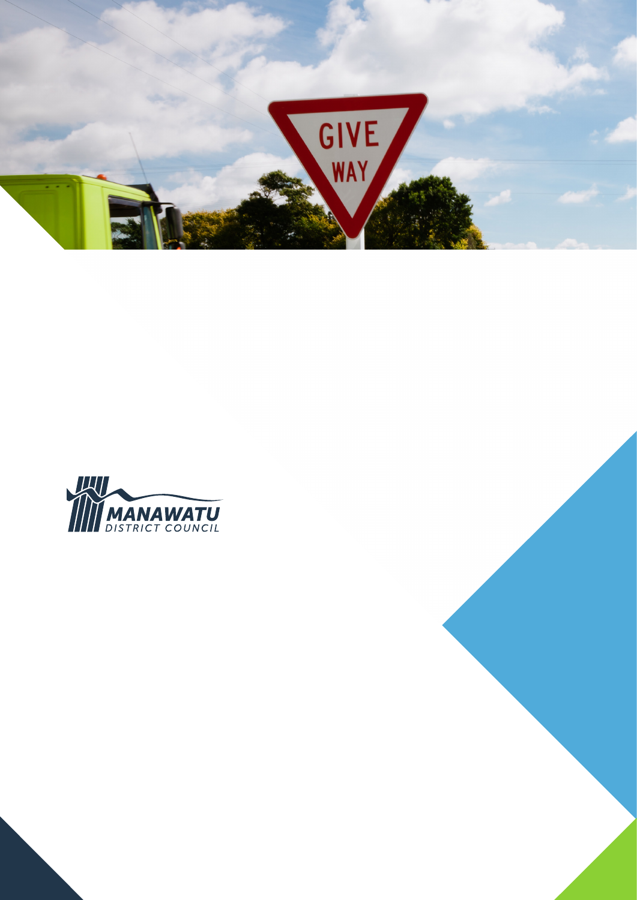MANAWATU DISTRICT COUNCIL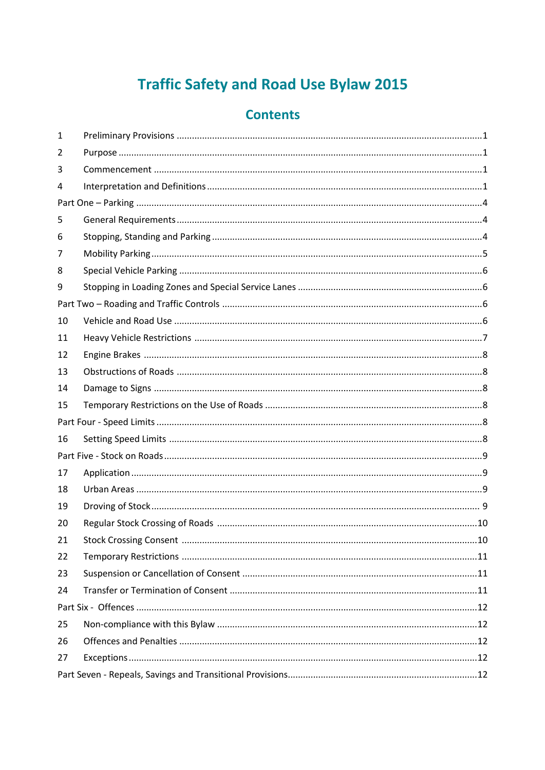# Traffic Safety and Road Use Bylaw 2015

## Contents

| | | |
|---|---|---|
| 1 | Preliminary Provisions | 1 |
| 2 | Purpose | 1 |
| 3 | Commencement | 1 |
| 4 | Interpretation and Definitions | 1 |
| Part One – Parking | | 4 |
| 5 | General Requirements | 4 |
| 6 | Stopping, Standing and Parking | 4 |
| 7 | Mobility Parking | 5 |
| 8 | Special Vehicle Parking | 6 |
| 9 | Stopping in Loading Zones and Special Service Lanes | 6 |
| Part Two – Roading and Traffic Controls | | 6 |
| 10 | Vehicle and Road Use | 6 |
| 11 | Heavy Vehicle Restrictions | 7 |
| 12 | Engine Brakes | 8 |
| 13 | Obstructions of Roads | 8 |
| 14 | Damage to Signs | 8 |
| 15 | Temporary Restrictions on the Use of Roads | 8 |
| Part Four - Speed Limits | | 8 |
| 16 | Setting Speed Limits | 8 |
| Part Five - Stock on Roads | | 9 |
| 17 | Application | 9 |
| 18 | Urban Areas | 9 |
| 19 | Droving of Stock | 9 |
| 20 | Regular Stock Crossing of Roads | 10 |
| 21 | Stock Crossing Consent | 10 |
| 22 | Temporary Restrictions | 11 |
| 23 | Suspension or Cancellation of Consent | 11 |
| 24 | Transfer or Termination of Consent | 11 |
| Part Six - Offences | | 12 |
| 25 | Non-compliance with this Bylaw | 12 |
| 26 | Offences and Penalties | 12 |
| 27 | Exceptions | 12 |
| Part Seven - Repeals, Savings and Transitional Provisions | | 12 |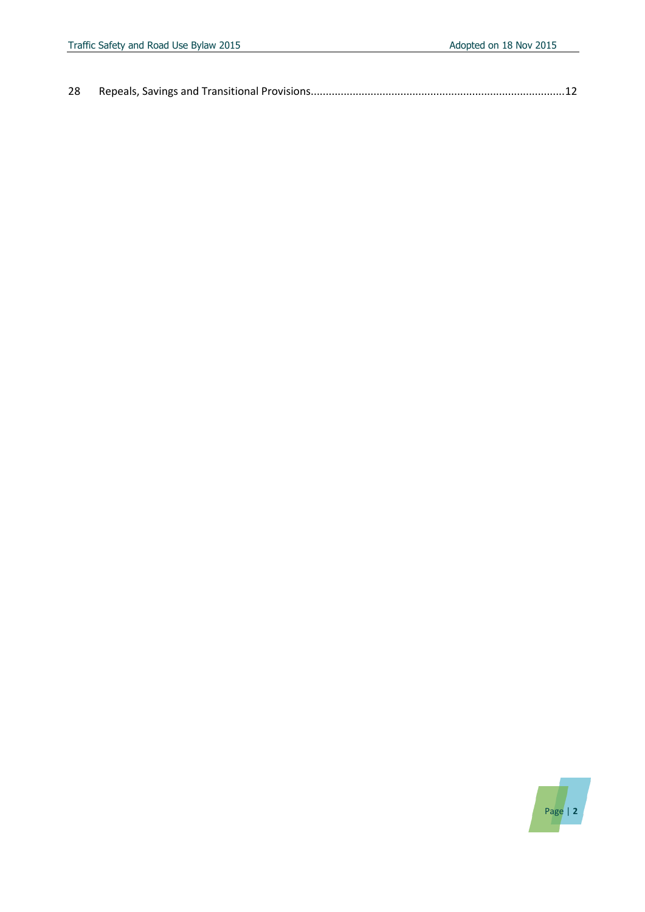28 Repeals, Savings and Transitional Provisions....................................................................................12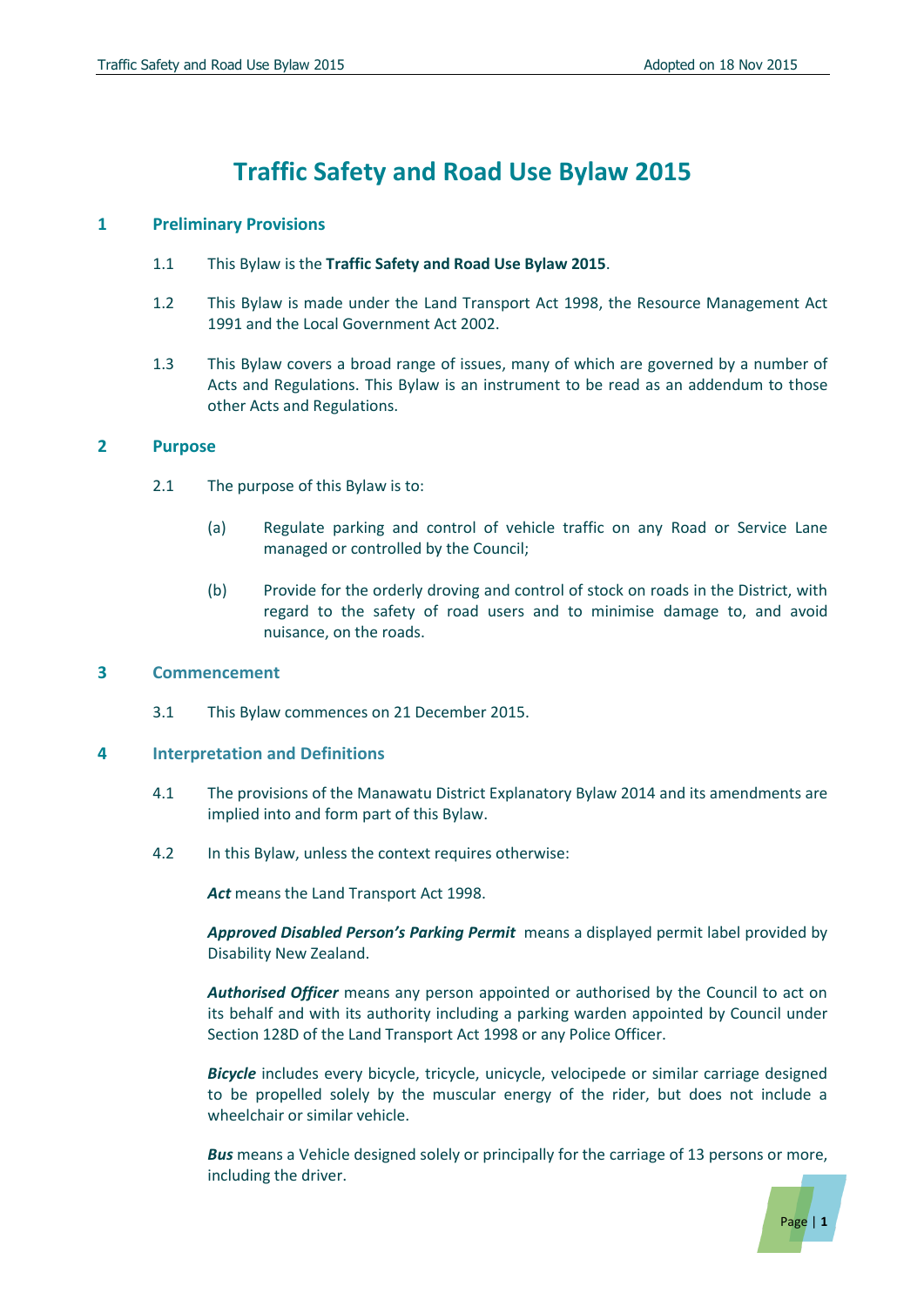# Traffic Safety and Road Use Bylaw 2015

## 1 Preliminary Provisions

1.1 This Bylaw is the **Traffic Safety and Road Use Bylaw 2015**.

1.2 This Bylaw is made under the Land Transport Act 1998, the Resource Management Act 1991 and the Local Government Act 2002.

1.3 This Bylaw covers a broad range of issues, many of which are governed by a number of Acts and Regulations. This Bylaw is an instrument to be read as an addendum to those other Acts and Regulations.

## 2 Purpose

2.1 The purpose of this Bylaw is to:

(a) Regulate parking and control of vehicle traffic on any Road or Service Lane managed or controlled by the Council;

(b) Provide for the orderly droving and control of stock on roads in the District, with regard to the safety of road users and to minimise damage to, and avoid nuisance, on the roads.

## 3 Commencement

3.1 This Bylaw commences on 21 December 2015.

## 4 Interpretation and Definitions

4.1 The provisions of the Manawatu District Explanatory Bylaw 2014 and its amendments are implied into and form part of this Bylaw.

4.2 In this Bylaw, unless the context requires otherwise:

***Act*** means the Land Transport Act 1998.

***Approved Disabled Person's Parking Permit*** means a displayed permit label provided by Disability New Zealand.

***Authorised Officer*** means any person appointed or authorised by the Council to act on its behalf and with its authority including a parking warden appointed by Council under Section 128D of the Land Transport Act 1998 or any Police Officer.

***Bicycle*** includes every bicycle, tricycle, unicycle, velocipede or similar carriage designed to be propelled solely by the muscular energy of the rider, but does not include a wheelchair or similar vehicle.

***Bus*** means a Vehicle designed solely or principally for the carriage of 13 persons or more, including the driver.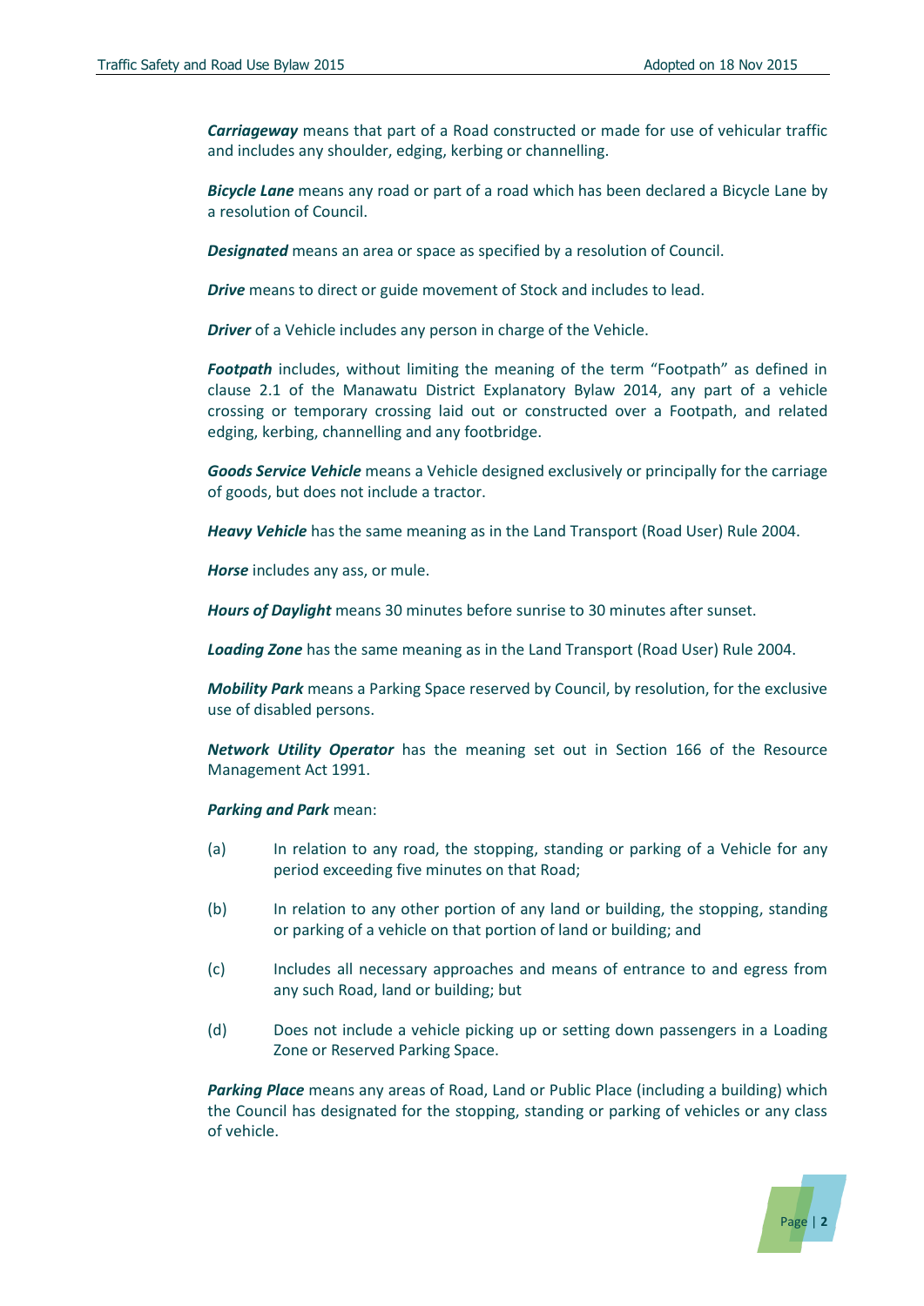***Carriageway*** means that part of a Road constructed or made for use of vehicular traffic and includes any shoulder, edging, kerbing or channelling.

***Bicycle Lane*** means any road or part of a road which has been declared a Bicycle Lane by a resolution of Council.

***Designated*** means an area or space as specified by a resolution of Council.

***Drive*** means to direct or guide movement of Stock and includes to lead.

***Driver*** of a Vehicle includes any person in charge of the Vehicle.

***Footpath*** includes, without limiting the meaning of the term "Footpath" as defined in clause 2.1 of the Manawatu District Explanatory Bylaw 2014, any part of a vehicle crossing or temporary crossing laid out or constructed over a Footpath, and related edging, kerbing, channelling and any footbridge.

***Goods Service Vehicle*** means a Vehicle designed exclusively or principally for the carriage of goods, but does not include a tractor.

***Heavy Vehicle*** has the same meaning as in the Land Transport (Road User) Rule 2004.

***Horse*** includes any ass, or mule.

***Hours of Daylight*** means 30 minutes before sunrise to 30 minutes after sunset.

***Loading Zone*** has the same meaning as in the Land Transport (Road User) Rule 2004.

***Mobility Park*** means a Parking Space reserved by Council, by resolution, for the exclusive use of disabled persons.

***Network Utility Operator*** has the meaning set out in Section 166 of the Resource Management Act 1991.

***Parking and Park*** mean:

(a) In relation to any road, the stopping, standing or parking of a Vehicle for any period exceeding five minutes on that Road;

(b) In relation to any other portion of any land or building, the stopping, standing or parking of a vehicle on that portion of land or building; and

(c) Includes all necessary approaches and means of entrance to and egress from any such Road, land or building; but

(d) Does not include a vehicle picking up or setting down passengers in a Loading Zone or Reserved Parking Space.

***Parking Place*** means any areas of Road, Land or Public Place (including a building) which the Council has designated for the stopping, standing or parking of vehicles or any class of vehicle.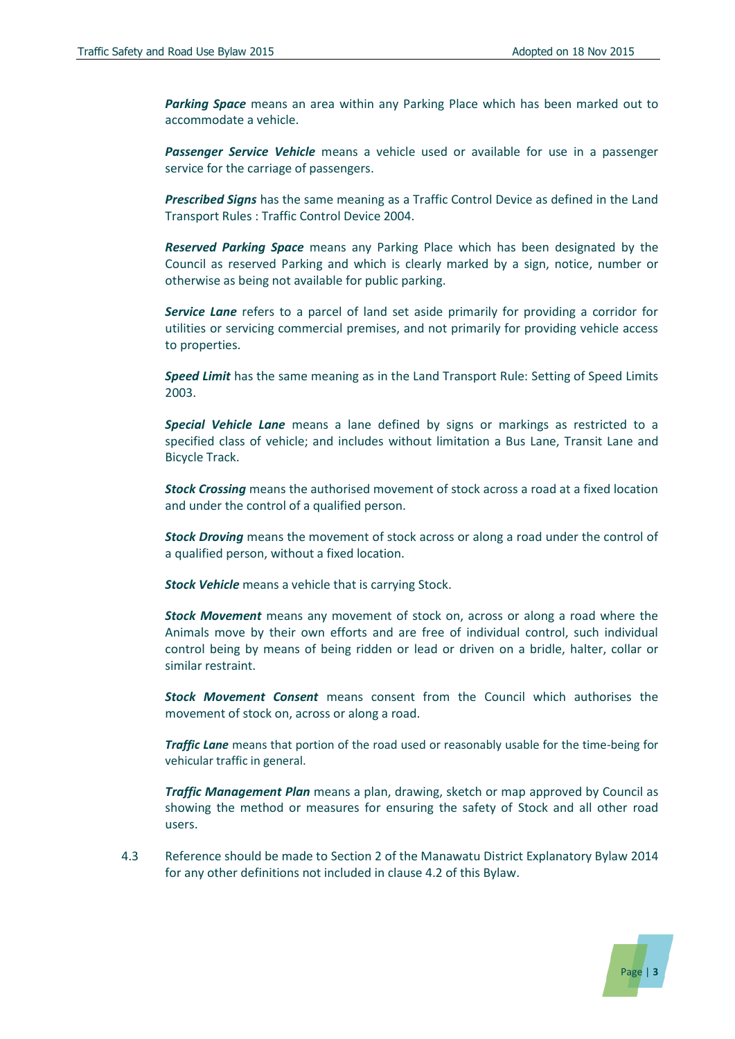***Parking Space*** means an area within any Parking Place which has been marked out to accommodate a vehicle.

***Passenger Service Vehicle*** means a vehicle used or available for use in a passenger service for the carriage of passengers.

***Prescribed Signs*** has the same meaning as a Traffic Control Device as defined in the Land Transport Rules : Traffic Control Device 2004.

***Reserved Parking Space*** means any Parking Place which has been designated by the Council as reserved Parking and which is clearly marked by a sign, notice, number or otherwise as being not available for public parking.

***Service Lane*** refers to a parcel of land set aside primarily for providing a corridor for utilities or servicing commercial premises, and not primarily for providing vehicle access to properties.

***Speed Limit*** has the same meaning as in the Land Transport Rule: Setting of Speed Limits 2003.

***Special Vehicle Lane*** means a lane defined by signs or markings as restricted to a specified class of vehicle; and includes without limitation a Bus Lane, Transit Lane and Bicycle Track.

***Stock Crossing*** means the authorised movement of stock across a road at a fixed location and under the control of a qualified person.

***Stock Droving*** means the movement of stock across or along a road under the control of a qualified person, without a fixed location.

***Stock Vehicle*** means a vehicle that is carrying Stock.

***Stock Movement*** means any movement of stock on, across or along a road where the Animals move by their own efforts and are free of individual control, such individual control being by means of being ridden or lead or driven on a bridle, halter, collar or similar restraint.

***Stock Movement Consent*** means consent from the Council which authorises the movement of stock on, across or along a road.

***Traffic Lane*** means that portion of the road used or reasonably usable for the time-being for vehicular traffic in general.

***Traffic Management Plan*** means a plan, drawing, sketch or map approved by Council as showing the method or measures for ensuring the safety of Stock and all other road users.

4.3 Reference should be made to Section 2 of the Manawatu District Explanatory Bylaw 2014 for any other definitions not included in clause 4.2 of this Bylaw.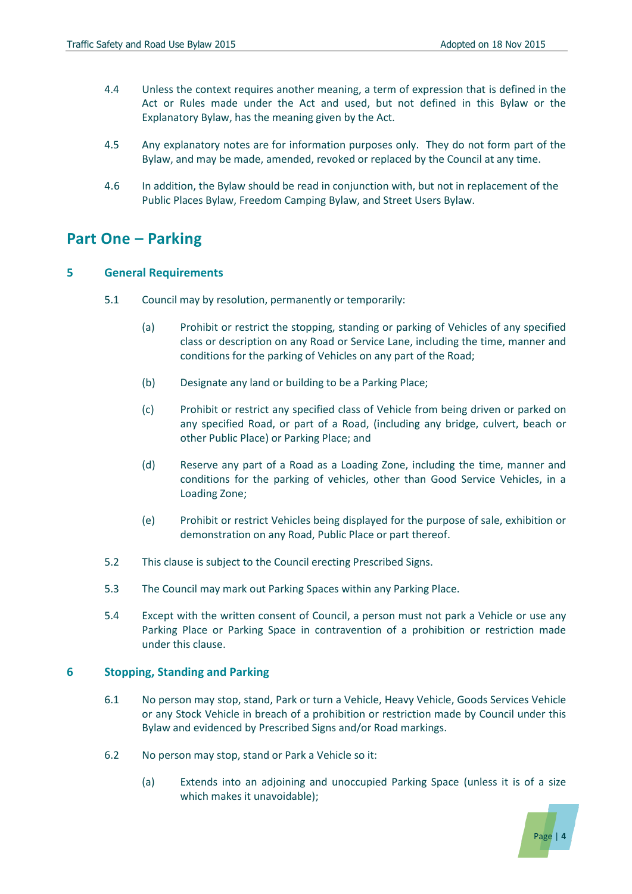4.4 Unless the context requires another meaning, a term of expression that is defined in the Act or Rules made under the Act and used, but not defined in this Bylaw or the Explanatory Bylaw, has the meaning given by the Act.

4.5 Any explanatory notes are for information purposes only. They do not form part of the Bylaw, and may be made, amended, revoked or replaced by the Council at any time.

4.6 In addition, the Bylaw should be read in conjunction with, but not in replacement of the Public Places Bylaw, Freedom Camping Bylaw, and Street Users Bylaw.

# Part One – Parking

## 5 General Requirements

5.1 Council may by resolution, permanently or temporarily:

(a) Prohibit or restrict the stopping, standing or parking of Vehicles of any specified class or description on any Road or Service Lane, including the time, manner and conditions for the parking of Vehicles on any part of the Road;

(b) Designate any land or building to be a Parking Place;

(c) Prohibit or restrict any specified class of Vehicle from being driven or parked on any specified Road, or part of a Road, (including any bridge, culvert, beach or other Public Place) or Parking Place; and

(d) Reserve any part of a Road as a Loading Zone, including the time, manner and conditions for the parking of vehicles, other than Good Service Vehicles, in a Loading Zone;

(e) Prohibit or restrict Vehicles being displayed for the purpose of sale, exhibition or demonstration on any Road, Public Place or part thereof.

5.2 This clause is subject to the Council erecting Prescribed Signs.

5.3 The Council may mark out Parking Spaces within any Parking Place.

5.4 Except with the written consent of Council, a person must not park a Vehicle or use any Parking Place or Parking Space in contravention of a prohibition or restriction made under this clause.

## 6 Stopping, Standing and Parking

6.1 No person may stop, stand, Park or turn a Vehicle, Heavy Vehicle, Goods Services Vehicle or any Stock Vehicle in breach of a prohibition or restriction made by Council under this Bylaw and evidenced by Prescribed Signs and/or Road markings.

6.2 No person may stop, stand or Park a Vehicle so it:

(a) Extends into an adjoining and unoccupied Parking Space (unless it is of a size which makes it unavoidable);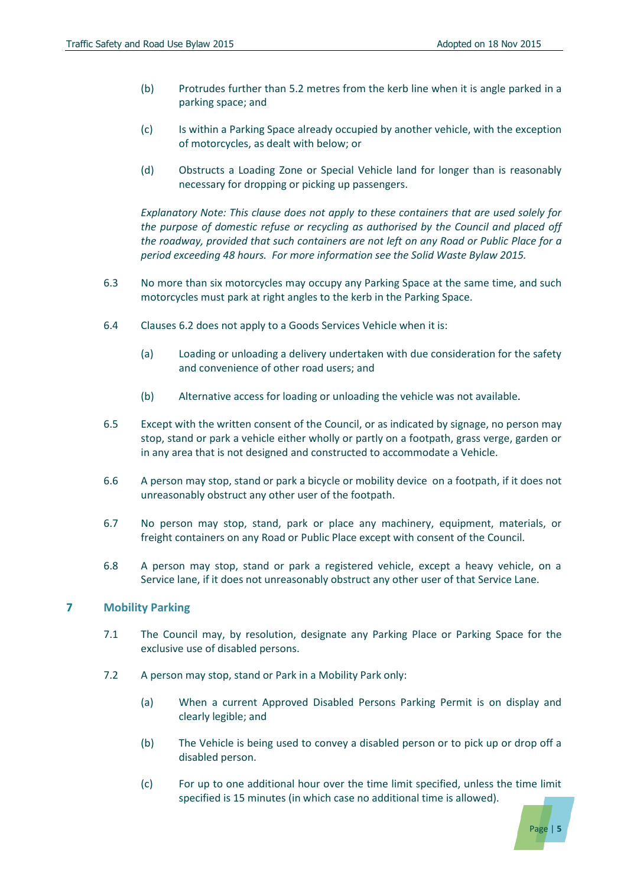(b) Protrudes further than 5.2 metres from the kerb line when it is angle parked in a parking space; and

(c) Is within a Parking Space already occupied by another vehicle, with the exception of motorcycles, as dealt with below; or

(d) Obstructs a Loading Zone or Special Vehicle land for longer than is reasonably necessary for dropping or picking up passengers.

*Explanatory Note: This clause does not apply to these containers that are used solely for the purpose of domestic refuse or recycling as authorised by the Council and placed off the roadway, provided that such containers are not left on any Road or Public Place for a period exceeding 48 hours. For more information see the Solid Waste Bylaw 2015.*

6.3 No more than six motorcycles may occupy any Parking Space at the same time, and such motorcycles must park at right angles to the kerb in the Parking Space.

6.4 Clauses 6.2 does not apply to a Goods Services Vehicle when it is:

(a) Loading or unloading a delivery undertaken with due consideration for the safety and convenience of other road users; and

(b) Alternative access for loading or unloading the vehicle was not available.

6.5 Except with the written consent of the Council, or as indicated by signage, no person may stop, stand or park a vehicle either wholly or partly on a footpath, grass verge, garden or in any area that is not designed and constructed to accommodate a Vehicle.

6.6 A person may stop, stand or park a bicycle or mobility device on a footpath, if it does not unreasonably obstruct any other user of the footpath.

6.7 No person may stop, stand, park or place any machinery, equipment, materials, or freight containers on any Road or Public Place except with consent of the Council.

6.8 A person may stop, stand or park a registered vehicle, except a heavy vehicle, on a Service lane, if it does not unreasonably obstruct any other user of that Service Lane.

## 7 Mobility Parking

7.1 The Council may, by resolution, designate any Parking Place or Parking Space for the exclusive use of disabled persons.

7.2 A person may stop, stand or Park in a Mobility Park only:

(a) When a current Approved Disabled Persons Parking Permit is on display and clearly legible; and

(b) The Vehicle is being used to convey a disabled person or to pick up or drop off a disabled person.

(c) For up to one additional hour over the time limit specified, unless the time limit specified is 15 minutes (in which case no additional time is allowed).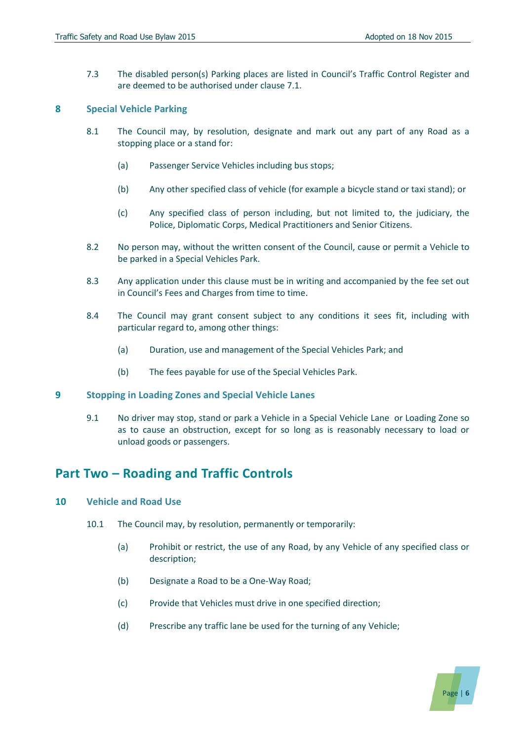7.3 The disabled person(s) Parking places are listed in Council's Traffic Control Register and are deemed to be authorised under clause 7.1.

### 8 Special Vehicle Parking

8.1 The Council may, by resolution, designate and mark out any part of any Road as a stopping place or a stand for:

(a) Passenger Service Vehicles including bus stops;

(b) Any other specified class of vehicle (for example a bicycle stand or taxi stand); or

(c) Any specified class of person including, but not limited to, the judiciary, the Police, Diplomatic Corps, Medical Practitioners and Senior Citizens.

8.2 No person may, without the written consent of the Council, cause or permit a Vehicle to be parked in a Special Vehicles Park.

8.3 Any application under this clause must be in writing and accompanied by the fee set out in Council's Fees and Charges from time to time.

8.4 The Council may grant consent subject to any conditions it sees fit, including with particular regard to, among other things:

(a) Duration, use and management of the Special Vehicles Park; and

(b) The fees payable for use of the Special Vehicles Park.

### 9 Stopping in Loading Zones and Special Vehicle Lanes

9.1 No driver may stop, stand or park a Vehicle in a Special Vehicle Lane or Loading Zone so as to cause an obstruction, except for so long as is reasonably necessary to load or unload goods or passengers.

## Part Two – Roading and Traffic Controls

### 10 Vehicle and Road Use

10.1 The Council may, by resolution, permanently or temporarily:

(a) Prohibit or restrict, the use of any Road, by any Vehicle of any specified class or description;

(b) Designate a Road to be a One-Way Road;

(c) Provide that Vehicles must drive in one specified direction;

(d) Prescribe any traffic lane be used for the turning of any Vehicle;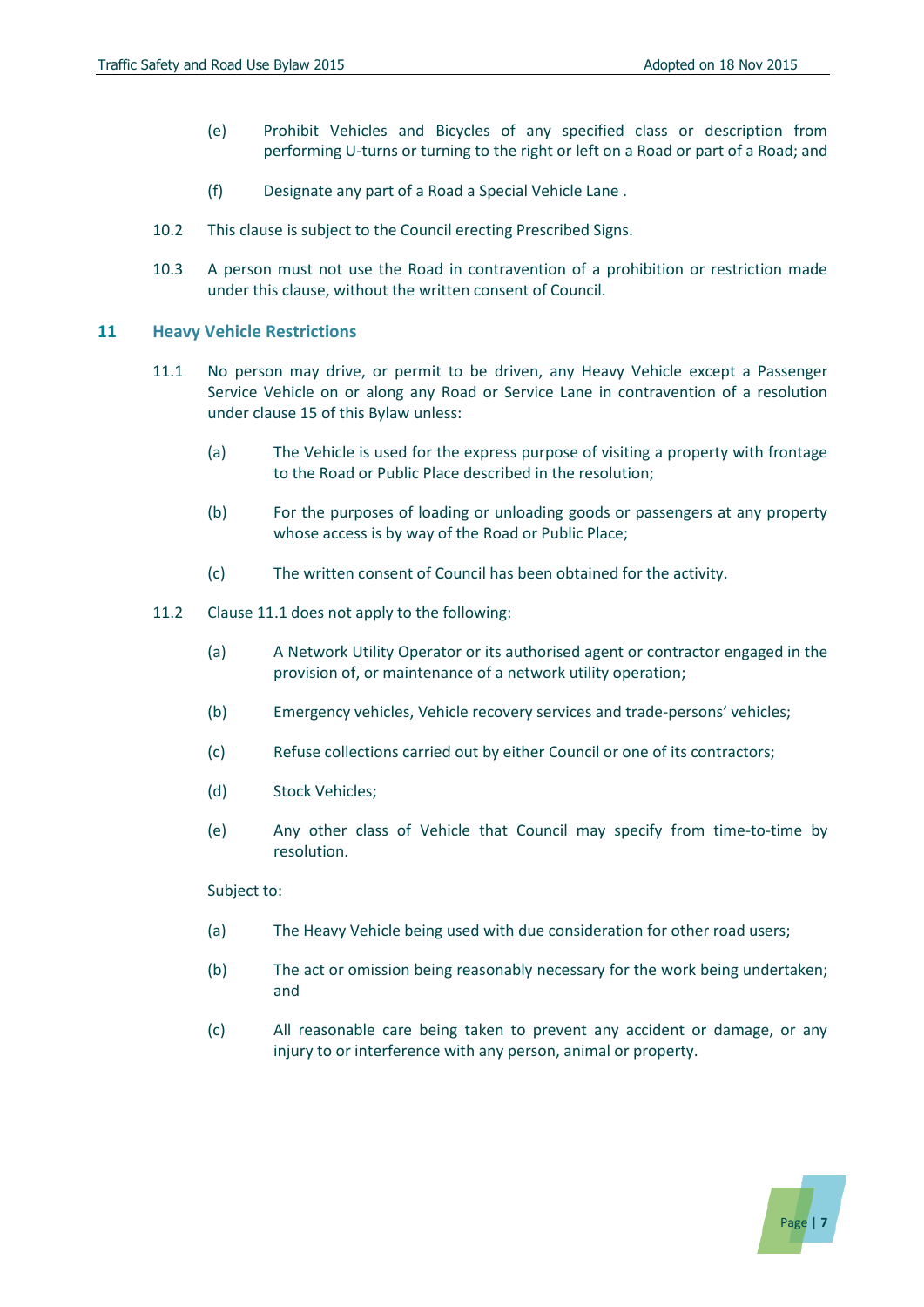(e) Prohibit Vehicles and Bicycles of any specified class or description from performing U-turns or turning to the right or left on a Road or part of a Road; and

(f) Designate any part of a Road a Special Vehicle Lane .

10.2 This clause is subject to the Council erecting Prescribed Signs.

10.3 A person must not use the Road in contravention of a prohibition or restriction made under this clause, without the written consent of Council.

## 11 Heavy Vehicle Restrictions

11.1 No person may drive, or permit to be driven, any Heavy Vehicle except a Passenger Service Vehicle on or along any Road or Service Lane in contravention of a resolution under clause 15 of this Bylaw unless:

(a) The Vehicle is used for the express purpose of visiting a property with frontage to the Road or Public Place described in the resolution;

(b) For the purposes of loading or unloading goods or passengers at any property whose access is by way of the Road or Public Place;

(c) The written consent of Council has been obtained for the activity.

11.2 Clause 11.1 does not apply to the following:

(a) A Network Utility Operator or its authorised agent or contractor engaged in the provision of, or maintenance of a network utility operation;

(b) Emergency vehicles, Vehicle recovery services and trade-persons' vehicles;

(c) Refuse collections carried out by either Council or one of its contractors;

(d) Stock Vehicles;

(e) Any other class of Vehicle that Council may specify from time-to-time by resolution.

Subject to:

(a) The Heavy Vehicle being used with due consideration for other road users;

(b) The act or omission being reasonably necessary for the work being undertaken; and

(c) All reasonable care being taken to prevent any accident or damage, or any injury to or interference with any person, animal or property.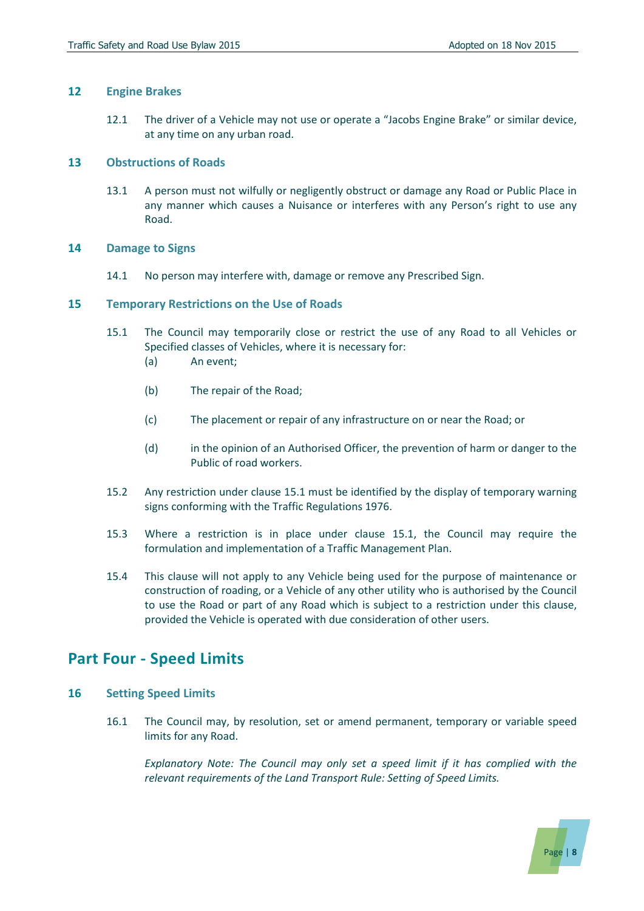### 12 Engine Brakes

12.1 The driver of a Vehicle may not use or operate a "Jacobs Engine Brake" or similar device, at any time on any urban road.

### 13 Obstructions of Roads

13.1 A person must not wilfully or negligently obstruct or damage any Road or Public Place in any manner which causes a Nuisance or interferes with any Person's right to use any Road.

### 14 Damage to Signs

14.1 No person may interfere with, damage or remove any Prescribed Sign.

### 15 Temporary Restrictions on the Use of Roads

15.1 The Council may temporarily close or restrict the use of any Road to all Vehicles or Specified classes of Vehicles, where it is necessary for:

(a) An event;

(b) The repair of the Road;

(c) The placement or repair of any infrastructure on or near the Road; or

(d) in the opinion of an Authorised Officer, the prevention of harm or danger to the Public of road workers.

15.2 Any restriction under clause 15.1 must be identified by the display of temporary warning signs conforming with the Traffic Regulations 1976.

15.3 Where a restriction is in place under clause 15.1, the Council may require the formulation and implementation of a Traffic Management Plan.

15.4 This clause will not apply to any Vehicle being used for the purpose of maintenance or construction of roading, or a Vehicle of any other utility who is authorised by the Council to use the Road or part of any Road which is subject to a restriction under this clause, provided the Vehicle is operated with due consideration of other users.

## Part Four - Speed Limits

### 16 Setting Speed Limits

16.1 The Council may, by resolution, set or amend permanent, temporary or variable speed limits for any Road.

*Explanatory Note: The Council may only set a speed limit if it has complied with the relevant requirements of the Land Transport Rule: Setting of Speed Limits.*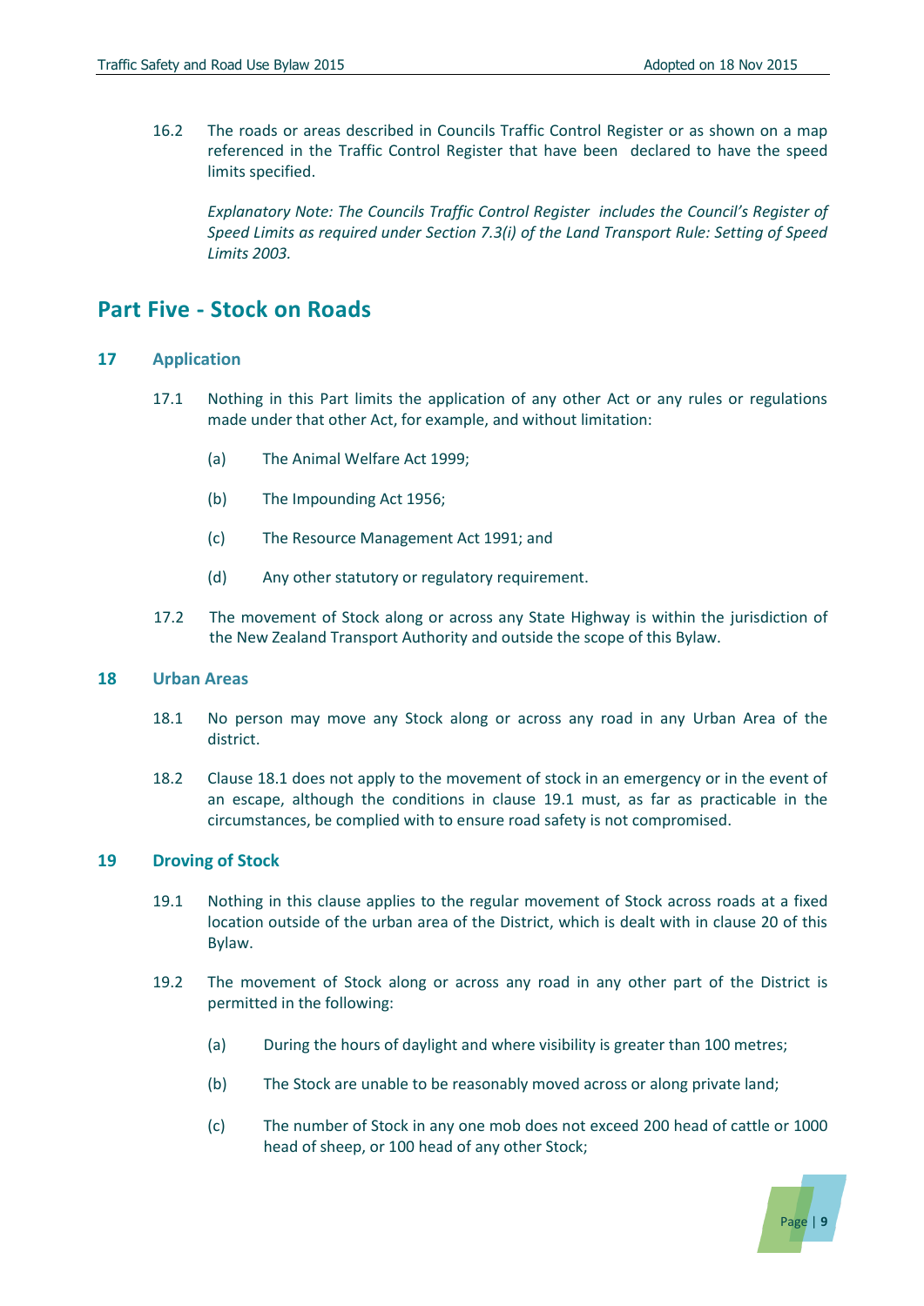16.2 The roads or areas described in Councils Traffic Control Register or as shown on a map referenced in the Traffic Control Register that have been declared to have the speed limits specified.

*Explanatory Note: The Councils Traffic Control Register includes the Council's Register of Speed Limits as required under Section 7.3(i) of the Land Transport Rule: Setting of Speed Limits 2003.*

## Part Five - Stock on Roads

### 17 Application

17.1 Nothing in this Part limits the application of any other Act or any rules or regulations made under that other Act, for example, and without limitation:

(a) The Animal Welfare Act 1999;

(b) The Impounding Act 1956;

(c) The Resource Management Act 1991; and

(d) Any other statutory or regulatory requirement.

17.2 The movement of Stock along or across any State Highway is within the jurisdiction of the New Zealand Transport Authority and outside the scope of this Bylaw.

### 18 Urban Areas

18.1 No person may move any Stock along or across any road in any Urban Area of the district.

18.2 Clause 18.1 does not apply to the movement of stock in an emergency or in the event of an escape, although the conditions in clause 19.1 must, as far as practicable in the circumstances, be complied with to ensure road safety is not compromised.

### 19 Droving of Stock

19.1 Nothing in this clause applies to the regular movement of Stock across roads at a fixed location outside of the urban area of the District, which is dealt with in clause 20 of this Bylaw.

19.2 The movement of Stock along or across any road in any other part of the District is permitted in the following:

(a) During the hours of daylight and where visibility is greater than 100 metres;

(b) The Stock are unable to be reasonably moved across or along private land;

(c) The number of Stock in any one mob does not exceed 200 head of cattle or 1000 head of sheep, or 100 head of any other Stock;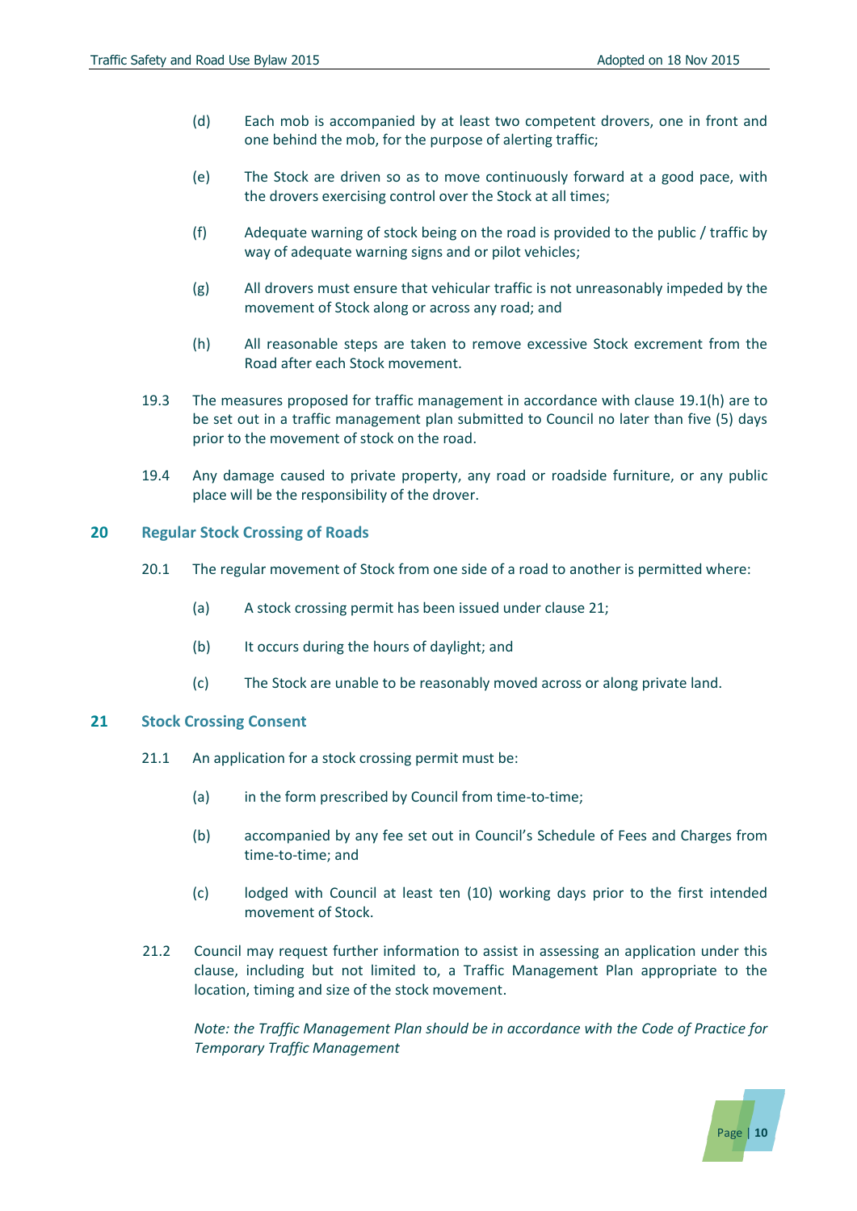(d) Each mob is accompanied by at least two competent drovers, one in front and one behind the mob, for the purpose of alerting traffic;

(e) The Stock are driven so as to move continuously forward at a good pace, with the drovers exercising control over the Stock at all times;

(f) Adequate warning of stock being on the road is provided to the public / traffic by way of adequate warning signs and or pilot vehicles;

(g) All drovers must ensure that vehicular traffic is not unreasonably impeded by the movement of Stock along or across any road; and

(h) All reasonable steps are taken to remove excessive Stock excrement from the Road after each Stock movement.

19.3 The measures proposed for traffic management in accordance with clause 19.1(h) are to be set out in a traffic management plan submitted to Council no later than five (5) days prior to the movement of stock on the road.

19.4 Any damage caused to private property, any road or roadside furniture, or any public place will be the responsibility of the drover.

## 20 Regular Stock Crossing of Roads

20.1 The regular movement of Stock from one side of a road to another is permitted where:

(a) A stock crossing permit has been issued under clause 21;

(b) It occurs during the hours of daylight; and

(c) The Stock are unable to be reasonably moved across or along private land.

## 21 Stock Crossing Consent

21.1 An application for a stock crossing permit must be:

(a) in the form prescribed by Council from time-to-time;

(b) accompanied by any fee set out in Council's Schedule of Fees and Charges from time-to-time; and

(c) lodged with Council at least ten (10) working days prior to the first intended movement of Stock.

21.2 Council may request further information to assist in assessing an application under this clause, including but not limited to, a Traffic Management Plan appropriate to the location, timing and size of the stock movement.

*Note: the Traffic Management Plan should be in accordance with the Code of Practice for Temporary Traffic Management*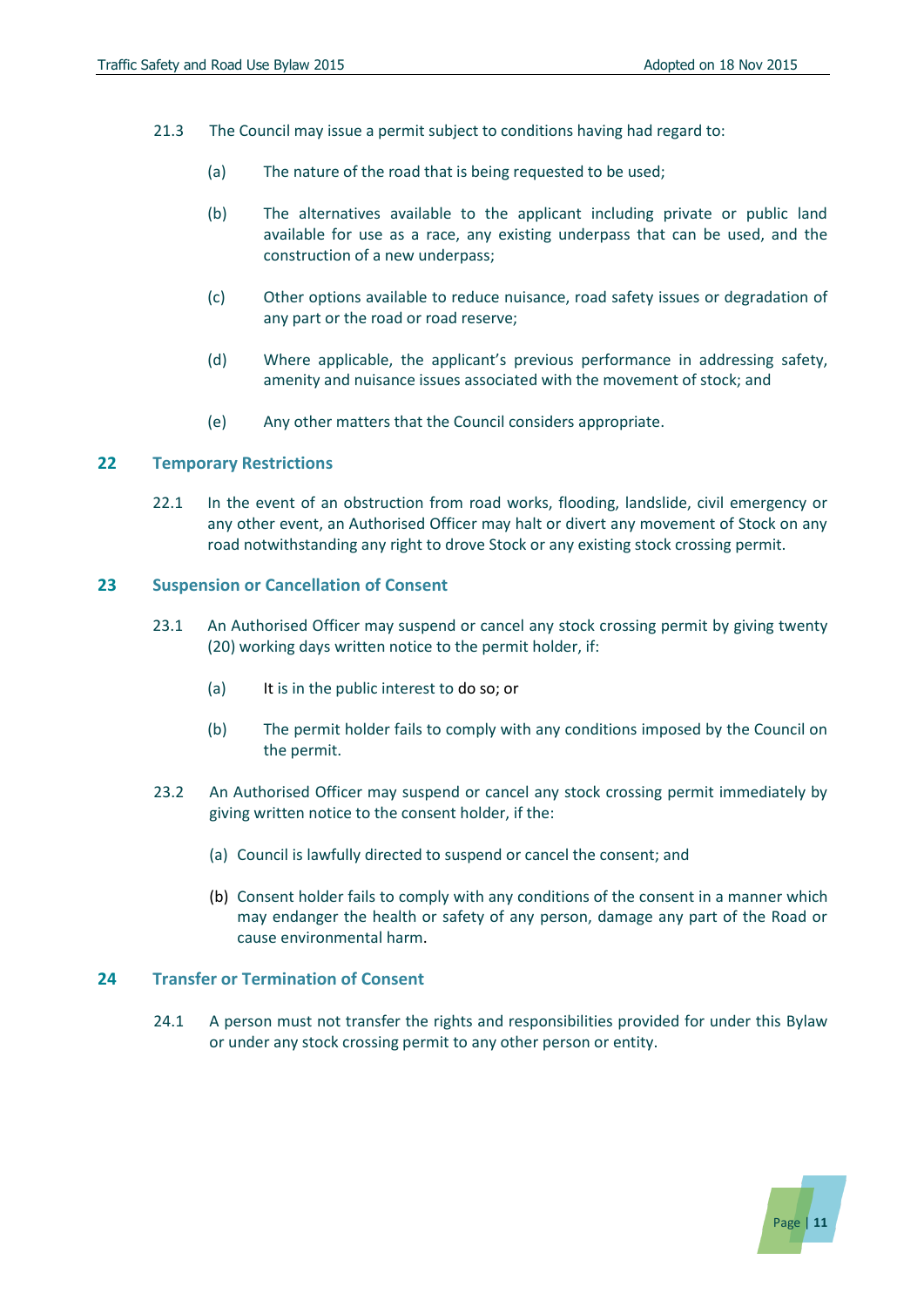21.3 The Council may issue a permit subject to conditions having had regard to:

(a) The nature of the road that is being requested to be used;

(b) The alternatives available to the applicant including private or public land available for use as a race, any existing underpass that can be used, and the construction of a new underpass;

(c) Other options available to reduce nuisance, road safety issues or degradation of any part or the road or road reserve;

(d) Where applicable, the applicant's previous performance in addressing safety, amenity and nuisance issues associated with the movement of stock; and

(e) Any other matters that the Council considers appropriate.

## 22 Temporary Restrictions

22.1 In the event of an obstruction from road works, flooding, landslide, civil emergency or any other event, an Authorised Officer may halt or divert any movement of Stock on any road notwithstanding any right to drove Stock or any existing stock crossing permit.

## 23 Suspension or Cancellation of Consent

23.1 An Authorised Officer may suspend or cancel any stock crossing permit by giving twenty (20) working days written notice to the permit holder, if:

(a) It is in the public interest to do so; or

(b) The permit holder fails to comply with any conditions imposed by the Council on the permit.

23.2 An Authorised Officer may suspend or cancel any stock crossing permit immediately by giving written notice to the consent holder, if the:

(a) Council is lawfully directed to suspend or cancel the consent; and

(b) Consent holder fails to comply with any conditions of the consent in a manner which may endanger the health or safety of any person, damage any part of the Road or cause environmental harm.

## 24 Transfer or Termination of Consent

24.1 A person must not transfer the rights and responsibilities provided for under this Bylaw or under any stock crossing permit to any other person or entity.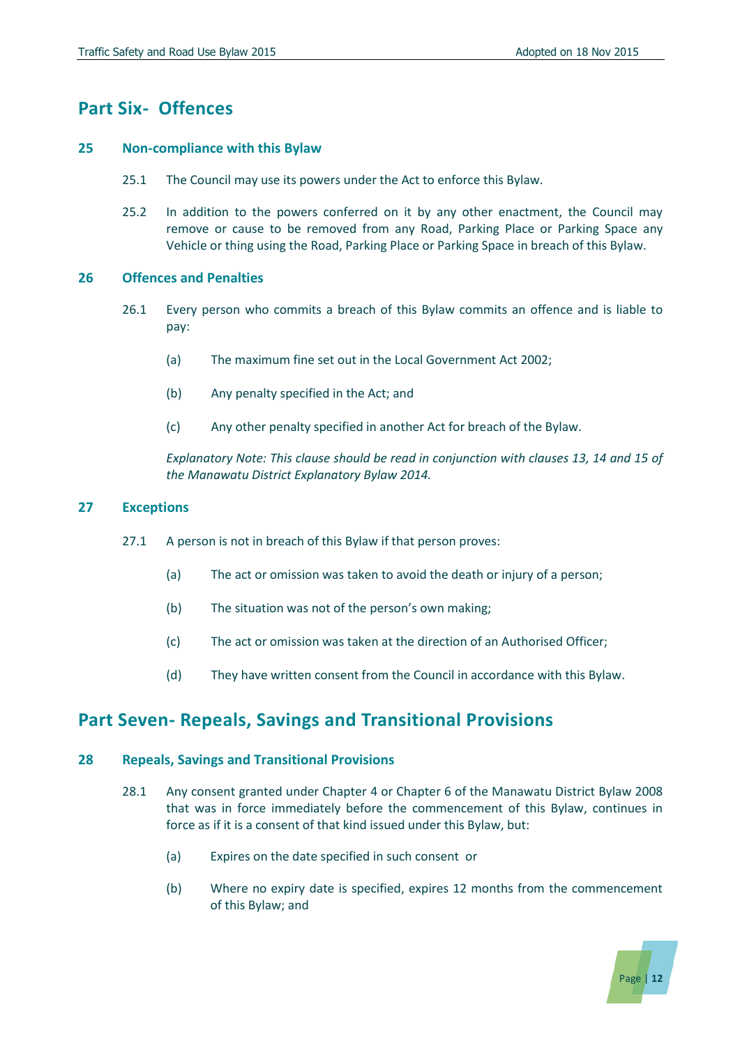# Part Six- Offences

### 25 Non-compliance with this Bylaw

25.1 The Council may use its powers under the Act to enforce this Bylaw.

25.2 In addition to the powers conferred on it by any other enactment, the Council may remove or cause to be removed from any Road, Parking Place or Parking Space any Vehicle or thing using the Road, Parking Place or Parking Space in breach of this Bylaw.

### 26 Offences and Penalties

26.1 Every person who commits a breach of this Bylaw commits an offence and is liable to pay:

(a) The maximum fine set out in the Local Government Act 2002;

(b) Any penalty specified in the Act; and

(c) Any other penalty specified in another Act for breach of the Bylaw.

*Explanatory Note: This clause should be read in conjunction with clauses 13, 14 and 15 of the Manawatu District Explanatory Bylaw 2014.*

### 27 Exceptions

27.1 A person is not in breach of this Bylaw if that person proves:

(a) The act or omission was taken to avoid the death or injury of a person;

(b) The situation was not of the person's own making;

(c) The act or omission was taken at the direction of an Authorised Officer;

(d) They have written consent from the Council in accordance with this Bylaw.

# Part Seven- Repeals, Savings and Transitional Provisions

### 28 Repeals, Savings and Transitional Provisions

28.1 Any consent granted under Chapter 4 or Chapter 6 of the Manawatu District Bylaw 2008 that was in force immediately before the commencement of this Bylaw, continues in force as if it is a consent of that kind issued under this Bylaw, but:

(a) Expires on the date specified in such consent or

(b) Where no expiry date is specified, expires 12 months from the commencement of this Bylaw; and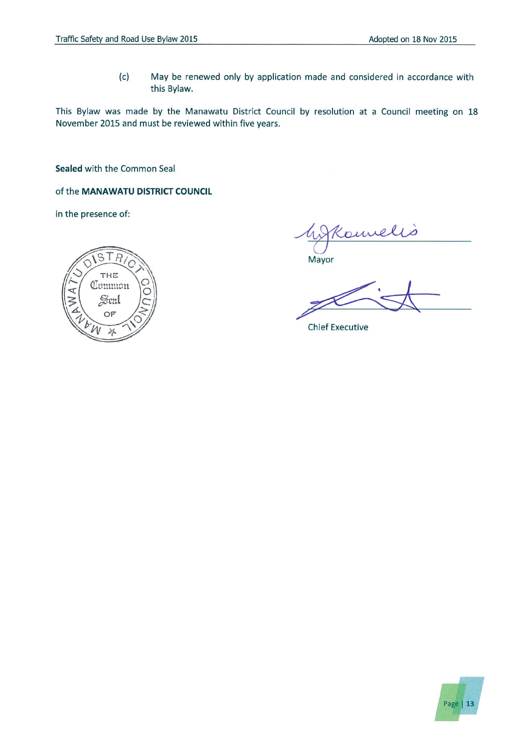(c) May be renewed only by application made and considered in accordance with this Bylaw.

This Bylaw was made by the Manawatu District Council by resolution at a Council meeting on 18 November 2015 and must be reviewed within five years.

**Sealed** with the Common Seal

of the **MANAWATU DISTRICT COUNCIL**

in the presence of:

Mayor

Chief Executive